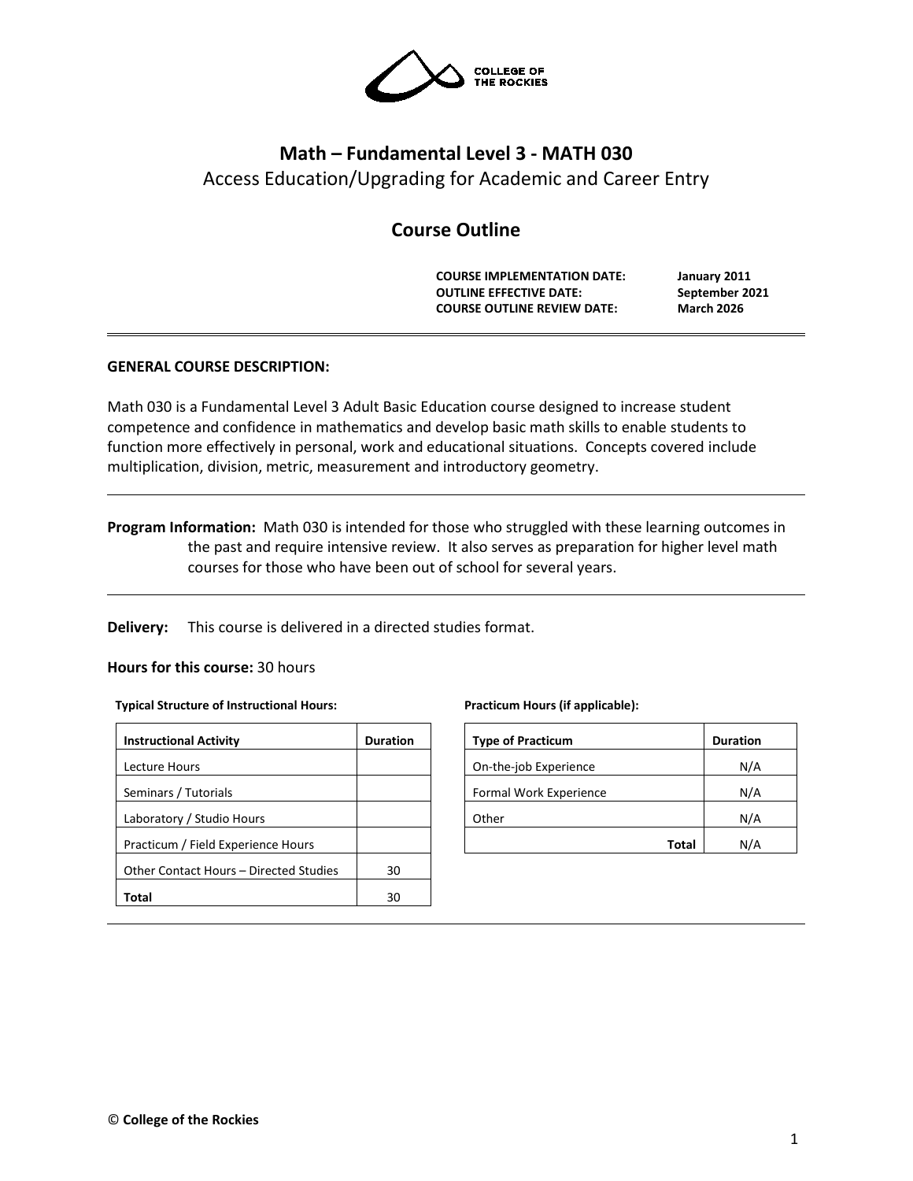# Math – Fundamental Level 3 - MATH 030

Access Education/Upgrading for Academic and Career Entry

## Course Outline

**COURSE IMPLEMENTATION DATE:** **January 2011**
**OUTLINE EFFECTIVE DATE:** **September 2021**
**COURSE OUTLINE REVIEW DATE:** **March 2026**

---

**GENERAL COURSE DESCRIPTION:**

Math 030 is a Fundamental Level 3 Adult Basic Education course designed to increase student competence and confidence in mathematics and develop basic math skills to enable students to function more effectively in personal, work and educational situations. Concepts covered include multiplication, division, metric, measurement and introductory geometry.

---

**Program Information:** Math 030 is intended for those who struggled with these learning outcomes in the past and require intensive review. It also serves as preparation for higher level math courses for those who have been out of school for several years.

---

**Delivery:** This course is delivered in a directed studies format.

**Hours for this course:** 30 hours

**Typical Structure of Instructional Hours:**

| Instructional Activity | Duration |
|---|---|
| Lecture Hours | |
| Seminars / Tutorials | |
| Laboratory / Studio Hours | |
| Practicum / Field Experience Hours | |
| Other Contact Hours – Directed Studies | 30 |
| **Total** | 30 |

**Practicum Hours (if applicable):**

| Type of Practicum | Duration |
|---|---|
| On-the-job Experience | N/A |
| Formal Work Experience | N/A |
| Other | N/A |
| **Total** | N/A |

---

© **College of the Rockies**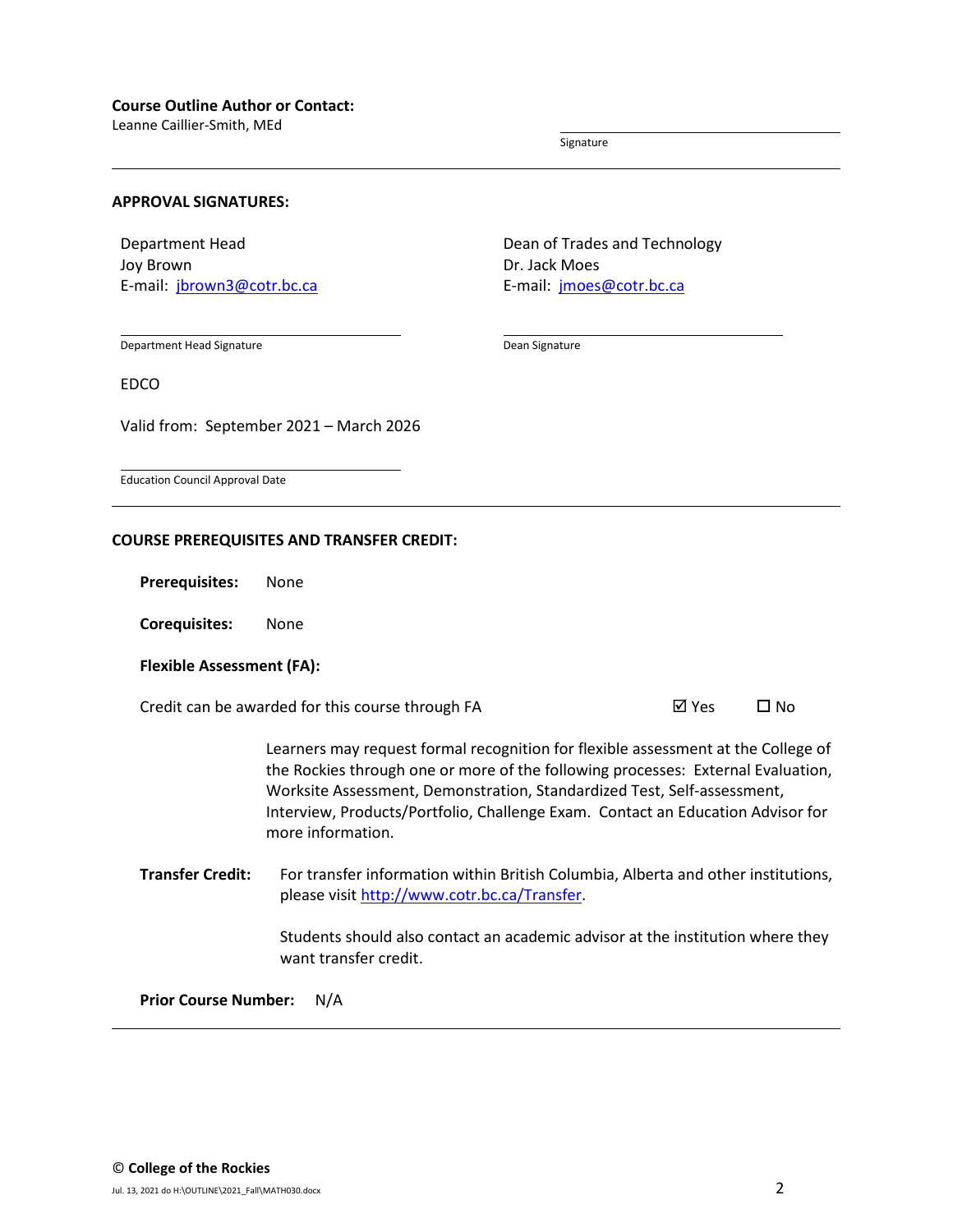**Course Outline Author or Contact:**
Leanne Caillier-Smith, MEd

Signature

**APPROVAL SIGNATURES:**

Department Head
Joy Brown
E-mail: jbrown3@cotr.bc.ca

Department Head Signature

Dean of Trades and Technology
Dr. Jack Moes
E-mail: jmoes@cotr.bc.ca

Dean Signature

EDCO

Valid from: September 2021 – March 2026

Education Council Approval Date

**COURSE PREREQUISITES AND TRANSFER CREDIT:**

**Prerequisites:** None

**Corequisites:** None

**Flexible Assessment (FA):**

Credit can be awarded for this course through FA ☑ Yes ☐ No

Learners may request formal recognition for flexible assessment at the College of the Rockies through one or more of the following processes: External Evaluation, Worksite Assessment, Demonstration, Standardized Test, Self-assessment, Interview, Products/Portfolio, Challenge Exam. Contact an Education Advisor for more information.

**Transfer Credit:** For transfer information within British Columbia, Alberta and other institutions, please visit http://www.cotr.bc.ca/Transfer.

Students should also contact an academic advisor at the institution where they want transfer credit.

**Prior Course Number:** N/A

© **College of the Rockies**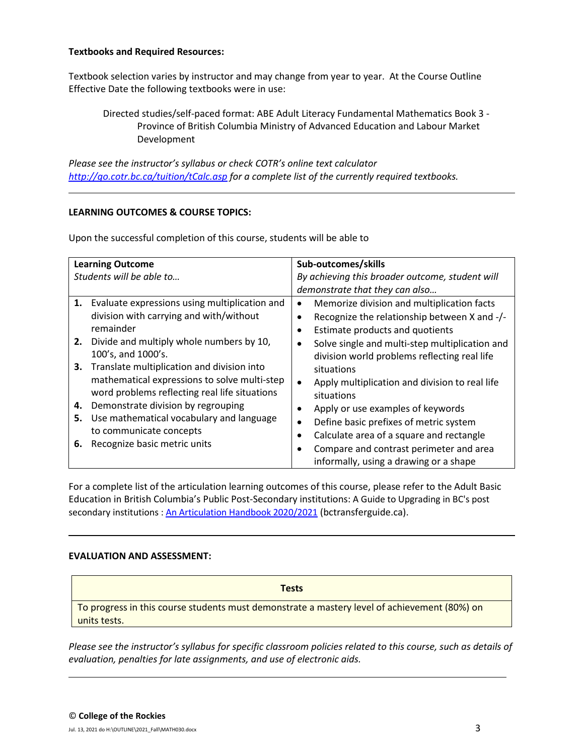**Textbooks and Required Resources:**

Textbook selection varies by instructor and may change from year to year. At the Course Outline Effective Date the following textbooks were in use:

> Directed studies/self-paced format: ABE Adult Literacy Fundamental Mathematics Book 3 - Province of British Columbia Ministry of Advanced Education and Labour Market Development

*Please see the instructor's syllabus or check COTR's online text calculator [http://go.cotr.bc.ca/tuition/tCalc.asp](http://go.cotr.bc.ca/tuition/tCalc.asp) for a complete list of the currently required textbooks.*

---

**LEARNING OUTCOMES & COURSE TOPICS:**

Upon the successful completion of this course, students will be able to

| **Learning Outcome**<br>*Students will be able to…* | **Sub-outcomes/skills**<br>*By achieving this broader outcome, student will demonstrate that they can also…* |
|---|---|
| **1.** Evaluate expressions using multiplication and division with carrying and with/without remainder<br>**2.** Divide and multiply whole numbers by 10, 100's, and 1000's.<br>**3.** Translate multiplication and division into mathematical expressions to solve multi-step word problems reflecting real life situations<br>**4.** Demonstrate division by regrouping<br>**5.** Use mathematical vocabulary and language to communicate concepts<br>**6.** Recognize basic metric units | • Memorize division and multiplication facts<br>• Recognize the relationship between X and -/-<br>• Estimate products and quotients<br>• Solve single and multi-step multiplication and division world problems reflecting real life situations<br>• Apply multiplication and division to real life situations<br>• Apply or use examples of keywords<br>• Define basic prefixes of metric system<br>• Calculate area of a square and rectangle<br>• Compare and contrast perimeter and area informally, using a drawing or a shape |

For a complete list of the articulation learning outcomes of this course, please refer to the Adult Basic Education in British Columbia's Public Post-Secondary institutions: A Guide to Upgrading in BC's post secondary institutions : An Articulation Handbook 2020/2021 (bctransferguide.ca).

---

**EVALUATION AND ASSESSMENT:**

| **Tests** |
|---|
| To progress in this course students must demonstrate a mastery level of achievement (80%) on units tests. |

*Please see the instructor's syllabus for specific classroom policies related to this course, such as details of evaluation, penalties for late assignments, and use of electronic aids.*

---

© **College of the Rockies**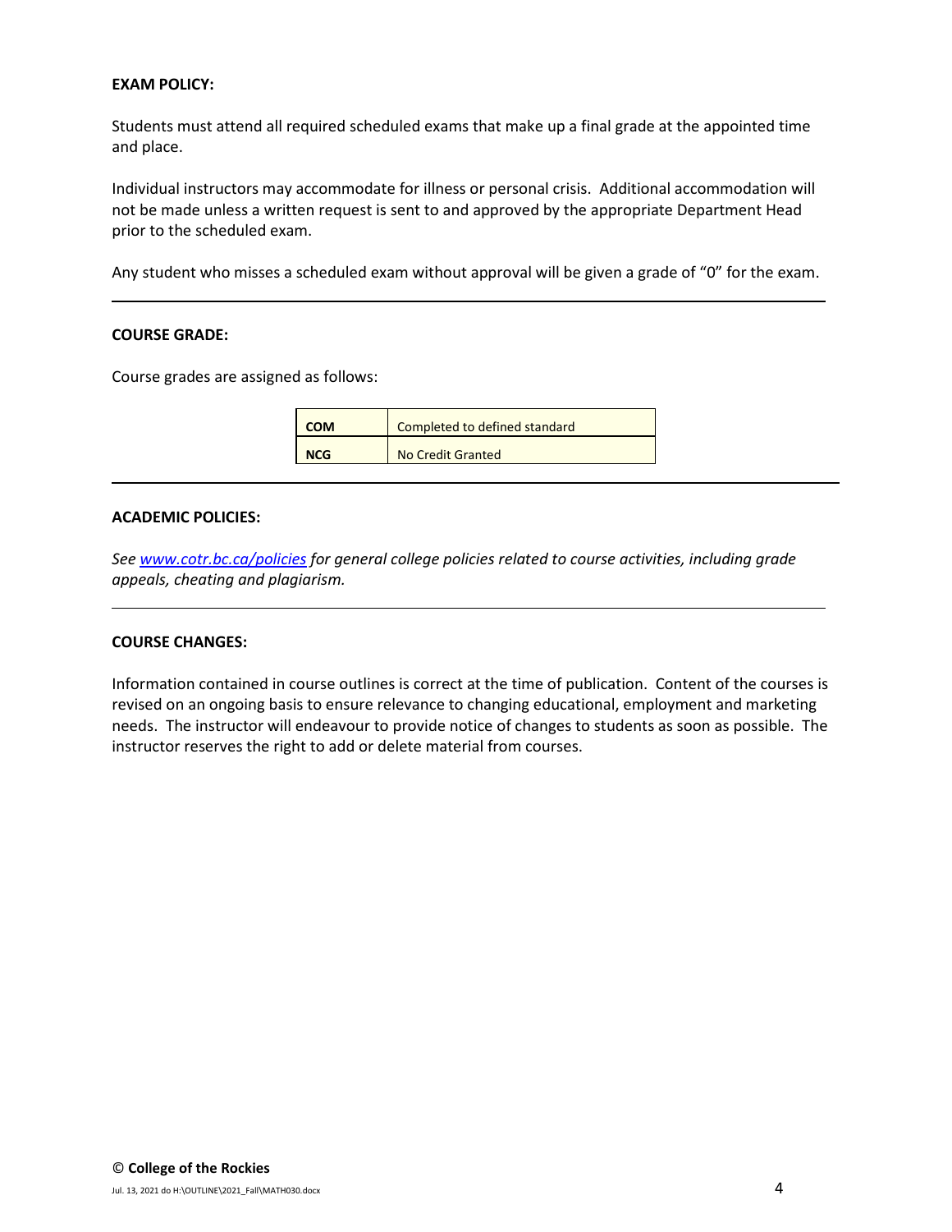**EXAM POLICY:**

Students must attend all required scheduled exams that make up a final grade at the appointed time and place.

Individual instructors may accommodate for illness or personal crisis. Additional accommodation will not be made unless a written request is sent to and approved by the appropriate Department Head prior to the scheduled exam.

Any student who misses a scheduled exam without approval will be given a grade of “0” for the exam.

---

**COURSE GRADE:**

Course grades are assigned as follows:

| | |
|---|---|
| **COM** | Completed to defined standard |
| **NCG** | No Credit Granted |

---

**ACADEMIC POLICIES:**

*See [www.cotr.bc.ca/policies](www.cotr.bc.ca/policies) for general college policies related to course activities, including grade appeals, cheating and plagiarism.*

---

**COURSE CHANGES:**

Information contained in course outlines is correct at the time of publication. Content of the courses is revised on an ongoing basis to ensure relevance to changing educational, employment and marketing needs. The instructor will endeavour to provide notice of changes to students as soon as possible. The instructor reserves the right to add or delete material from courses.